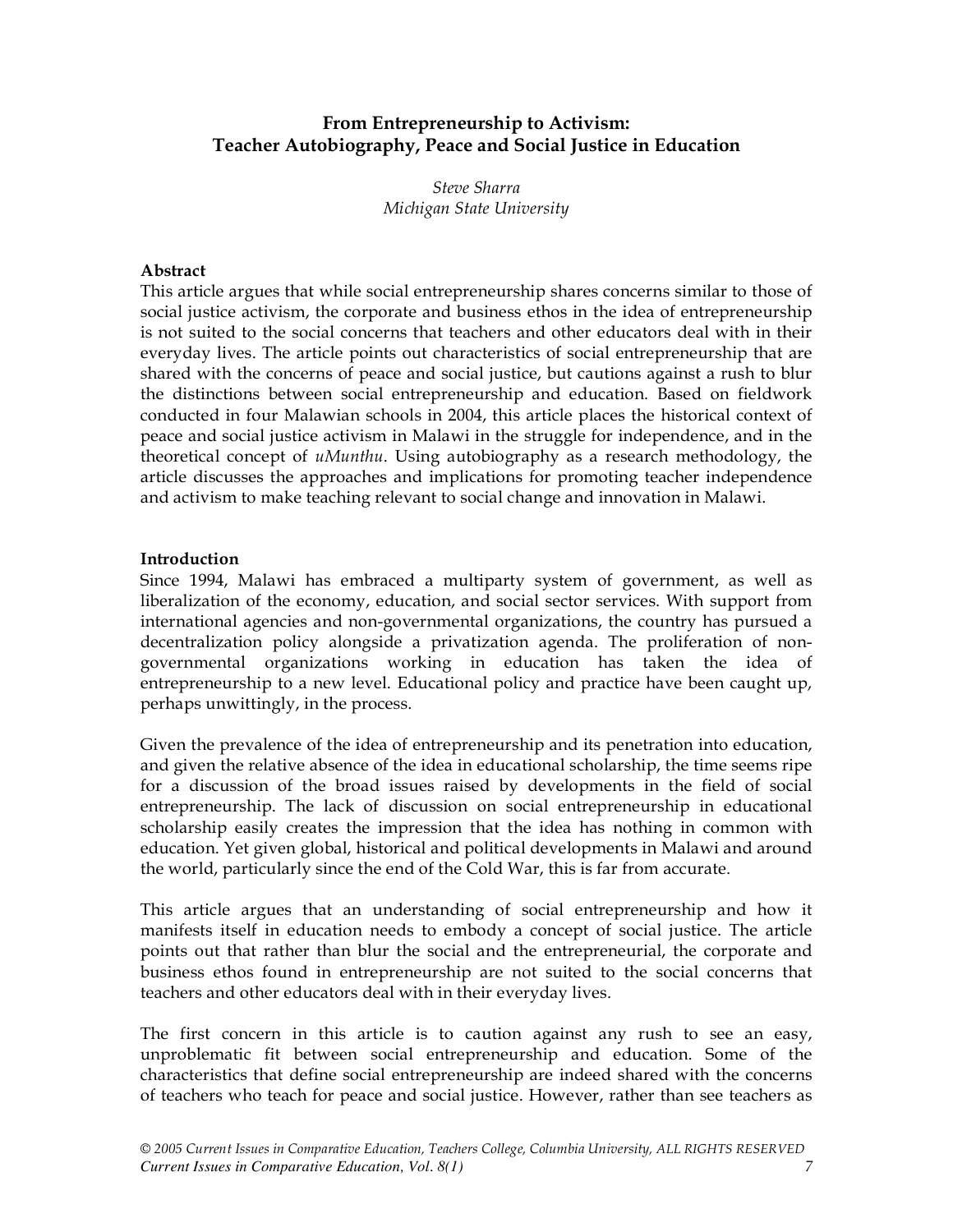# From Entrepreneurship to Activism: Teacher Autobiography, Peace and Social Justice in Education

*Steve Sharra*
*Michigan State University*

**Abstract**

This article argues that while social entrepreneurship shares concerns similar to those of social justice activism, the corporate and business ethos in the idea of entrepreneurship is not suited to the social concerns that teachers and other educators deal with in their everyday lives. The article points out characteristics of social entrepreneurship that are shared with the concerns of peace and social justice, but cautions against a rush to blur the distinctions between social entrepreneurship and education. Based on fieldwork conducted in four Malawian schools in 2004, this article places the historical context of peace and social justice activism in Malawi in the struggle for independence, and in the theoretical concept of *uMunthu*. Using autobiography as a research methodology, the article discusses the approaches and implications for promoting teacher independence and activism to make teaching relevant to social change and innovation in Malawi.

## Introduction

Since 1994, Malawi has embraced a multiparty system of government, as well as liberalization of the economy, education, and social sector services. With support from international agencies and non-governmental organizations, the country has pursued a decentralization policy alongside a privatization agenda. The proliferation of non-governmental organizations working in education has taken the idea of entrepreneurship to a new level. Educational policy and practice have been caught up, perhaps unwittingly, in the process.

Given the prevalence of the idea of entrepreneurship and its penetration into education, and given the relative absence of the idea in educational scholarship, the time seems ripe for a discussion of the broad issues raised by developments in the field of social entrepreneurship. The lack of discussion on social entrepreneurship in educational scholarship easily creates the impression that the idea has nothing in common with education. Yet given global, historical and political developments in Malawi and around the world, particularly since the end of the Cold War, this is far from accurate.

This article argues that an understanding of social entrepreneurship and how it manifests itself in education needs to embody a concept of social justice. The article points out that rather than blur the social and the entrepreneurial, the corporate and business ethos found in entrepreneurship are not suited to the social concerns that teachers and other educators deal with in their everyday lives.

The first concern in this article is to caution against any rush to see an easy, unproblematic fit between social entrepreneurship and education. Some of the characteristics that define social entrepreneurship are indeed shared with the concerns of teachers who teach for peace and social justice. However, rather than see teachers as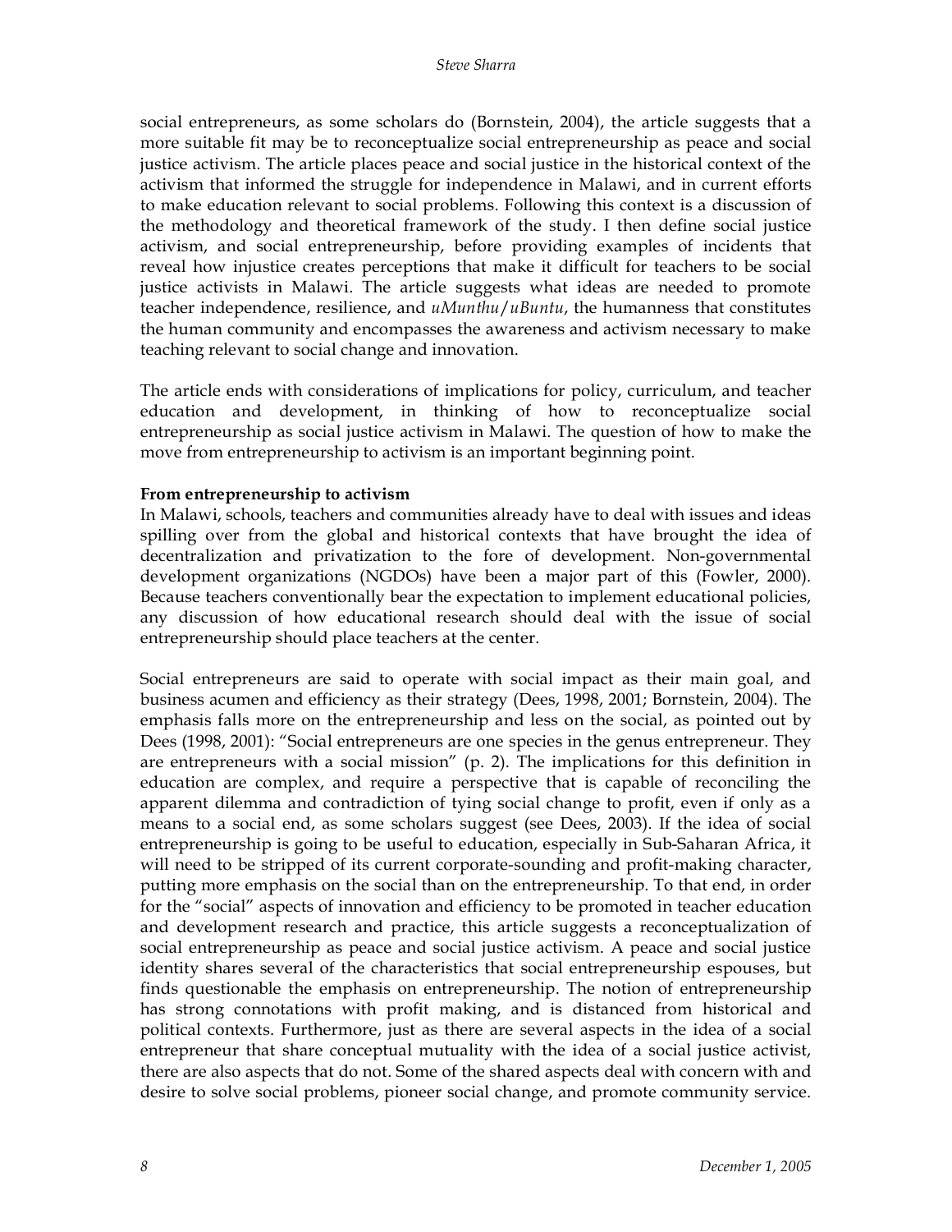social entrepreneurs, as some scholars do (Bornstein, 2004), the article suggests that a more suitable fit may be to reconceptualize social entrepreneurship as peace and social justice activism. The article places peace and social justice in the historical context of the activism that informed the struggle for independence in Malawi, and in current efforts to make education relevant to social problems. Following this context is a discussion of the methodology and theoretical framework of the study. I then define social justice activism, and social entrepreneurship, before providing examples of incidents that reveal how injustice creates perceptions that make it difficult for teachers to be social justice activists in Malawi. The article suggests what ideas are needed to promote teacher independence, resilience, and *uMunthu/uBuntu*, the humanness that constitutes the human community and encompasses the awareness and activism necessary to make teaching relevant to social change and innovation.

The article ends with considerations of implications for policy, curriculum, and teacher education and development, in thinking of how to reconceptualize social entrepreneurship as social justice activism in Malawi. The question of how to make the move from entrepreneurship to activism is an important beginning point.

**From entrepreneurship to activism**

In Malawi, schools, teachers and communities already have to deal with issues and ideas spilling over from the global and historical contexts that have brought the idea of decentralization and privatization to the fore of development. Non-governmental development organizations (NGDOs) have been a major part of this (Fowler, 2000). Because teachers conventionally bear the expectation to implement educational policies, any discussion of how educational research should deal with the issue of social entrepreneurship should place teachers at the center.

Social entrepreneurs are said to operate with social impact as their main goal, and business acumen and efficiency as their strategy (Dees, 1998, 2001; Bornstein, 2004). The emphasis falls more on the entrepreneurship and less on the social, as pointed out by Dees (1998, 2001): "Social entrepreneurs are one species in the genus entrepreneur. They are entrepreneurs with a social mission" (p. 2). The implications for this definition in education are complex, and require a perspective that is capable of reconciling the apparent dilemma and contradiction of tying social change to profit, even if only as a means to a social end, as some scholars suggest (see Dees, 2003). If the idea of social entrepreneurship is going to be useful to education, especially in Sub-Saharan Africa, it will need to be stripped of its current corporate-sounding and profit-making character, putting more emphasis on the social than on the entrepreneurship. To that end, in order for the "social" aspects of innovation and efficiency to be promoted in teacher education and development research and practice, this article suggests a reconceptualization of social entrepreneurship as peace and social justice activism. A peace and social justice identity shares several of the characteristics that social entrepreneurship espouses, but finds questionable the emphasis on entrepreneurship. The notion of entrepreneurship has strong connotations with profit making, and is distanced from historical and political contexts. Furthermore, just as there are several aspects in the idea of a social entrepreneur that share conceptual mutuality with the idea of a social justice activist, there are also aspects that do not. Some of the shared aspects deal with concern with and desire to solve social problems, pioneer social change, and promote community service.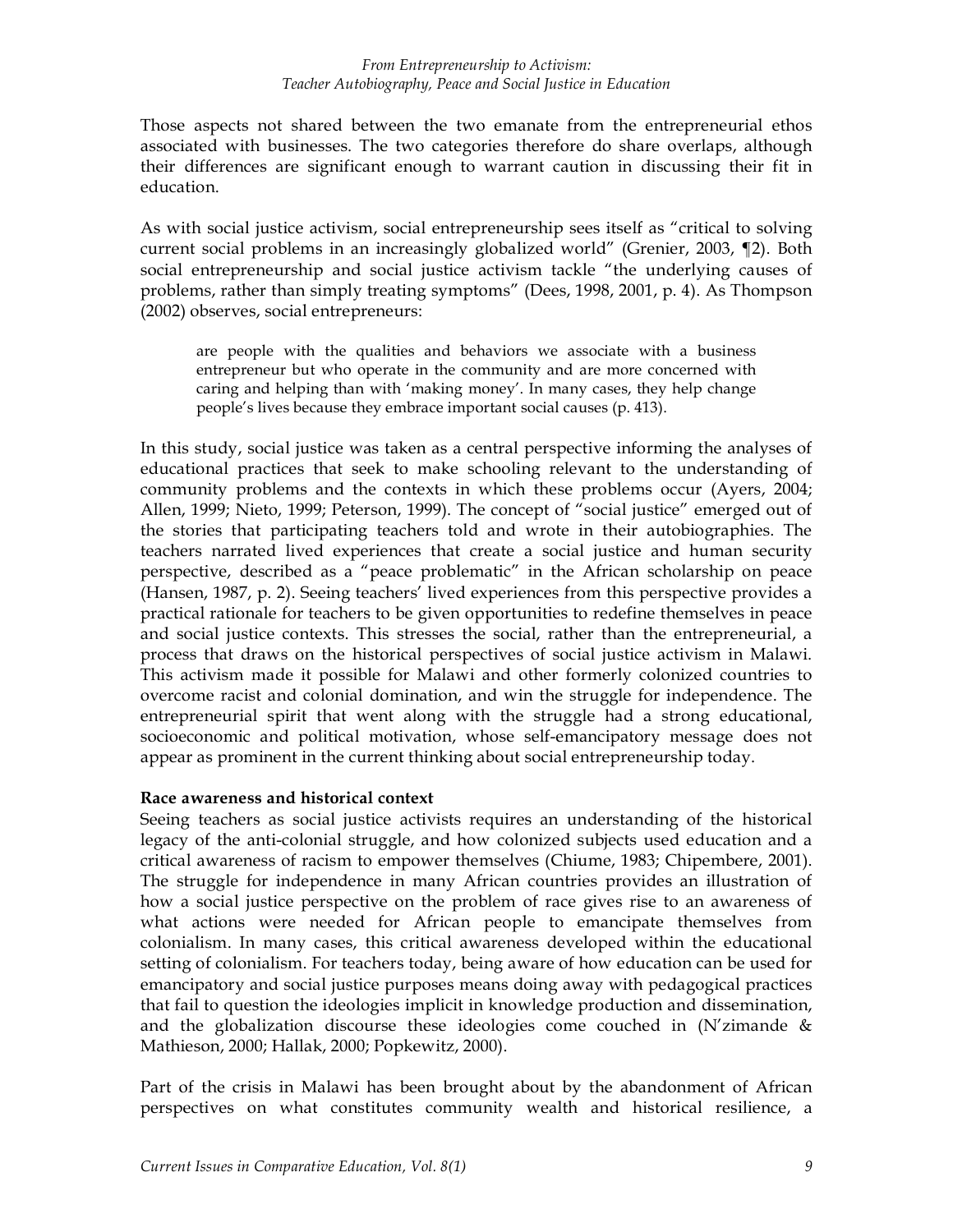Those aspects not shared between the two emanate from the entrepreneurial ethos associated with businesses. The two categories therefore do share overlaps, although their differences are significant enough to warrant caution in discussing their fit in education.

As with social justice activism, social entrepreneurship sees itself as "critical to solving current social problems in an increasingly globalized world" (Grenier, 2003, ¶2). Both social entrepreneurship and social justice activism tackle "the underlying causes of problems, rather than simply treating symptoms" (Dees, 1998, 2001, p. 4). As Thompson (2002) observes, social entrepreneurs:

> are people with the qualities and behaviors we associate with a business entrepreneur but who operate in the community and are more concerned with caring and helping than with 'making money'. In many cases, they help change people's lives because they embrace important social causes (p. 413).

In this study, social justice was taken as a central perspective informing the analyses of educational practices that seek to make schooling relevant to the understanding of community problems and the contexts in which these problems occur (Ayers, 2004; Allen, 1999; Nieto, 1999; Peterson, 1999). The concept of "social justice" emerged out of the stories that participating teachers told and wrote in their autobiographies. The teachers narrated lived experiences that create a social justice and human security perspective, described as a "peace problematic" in the African scholarship on peace (Hansen, 1987, p. 2). Seeing teachers' lived experiences from this perspective provides a practical rationale for teachers to be given opportunities to redefine themselves in peace and social justice contexts. This stresses the social, rather than the entrepreneurial, a process that draws on the historical perspectives of social justice activism in Malawi. This activism made it possible for Malawi and other formerly colonized countries to overcome racist and colonial domination, and win the struggle for independence. The entrepreneurial spirit that went along with the struggle had a strong educational, socioeconomic and political motivation, whose self-emancipatory message does not appear as prominent in the current thinking about social entrepreneurship today.

**Race awareness and historical context**

Seeing teachers as social justice activists requires an understanding of the historical legacy of the anti-colonial struggle, and how colonized subjects used education and a critical awareness of racism to empower themselves (Chiume, 1983; Chipembere, 2001). The struggle for independence in many African countries provides an illustration of how a social justice perspective on the problem of race gives rise to an awareness of what actions were needed for African people to emancipate themselves from colonialism. In many cases, this critical awareness developed within the educational setting of colonialism. For teachers today, being aware of how education can be used for emancipatory and social justice purposes means doing away with pedagogical practices that fail to question the ideologies implicit in knowledge production and dissemination, and the globalization discourse these ideologies come couched in (N'zimande & Mathieson, 2000; Hallak, 2000; Popkewitz, 2000).

Part of the crisis in Malawi has been brought about by the abandonment of African perspectives on what constitutes community wealth and historical resilience, a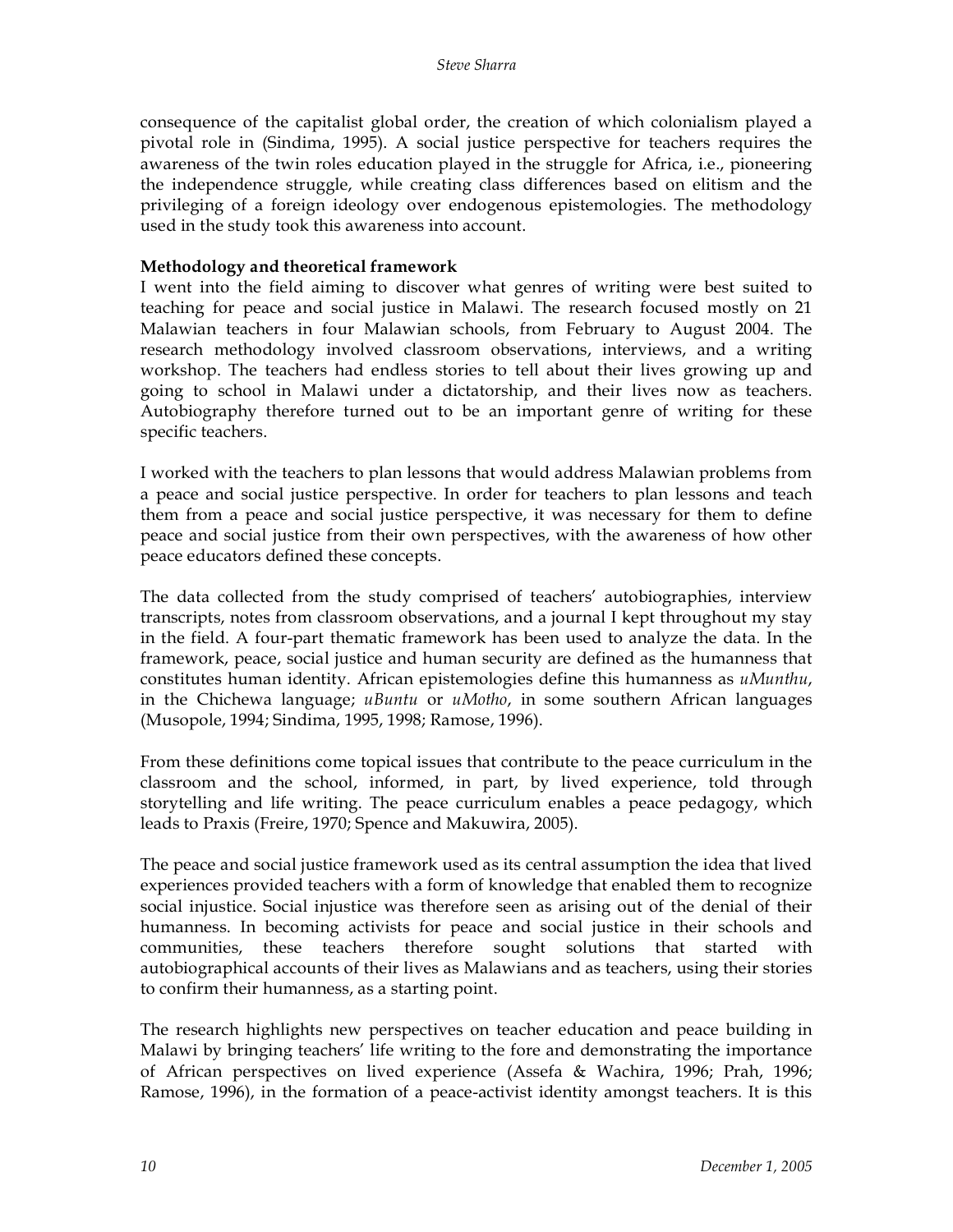consequence of the capitalist global order, the creation of which colonialism played a pivotal role in (Sindima, 1995). A social justice perspective for teachers requires the awareness of the twin roles education played in the struggle for Africa, i.e., pioneering the independence struggle, while creating class differences based on elitism and the privileging of a foreign ideology over endogenous epistemologies. The methodology used in the study took this awareness into account.

**Methodology and theoretical framework**

I went into the field aiming to discover what genres of writing were best suited to teaching for peace and social justice in Malawi. The research focused mostly on 21 Malawian teachers in four Malawian schools, from February to August 2004. The research methodology involved classroom observations, interviews, and a writing workshop. The teachers had endless stories to tell about their lives growing up and going to school in Malawi under a dictatorship, and their lives now as teachers. Autobiography therefore turned out to be an important genre of writing for these specific teachers.

I worked with the teachers to plan lessons that would address Malawian problems from a peace and social justice perspective. In order for teachers to plan lessons and teach them from a peace and social justice perspective, it was necessary for them to define peace and social justice from their own perspectives, with the awareness of how other peace educators defined these concepts.

The data collected from the study comprised of teachers' autobiographies, interview transcripts, notes from classroom observations, and a journal I kept throughout my stay in the field. A four-part thematic framework has been used to analyze the data. In the framework, peace, social justice and human security are defined as the humanness that constitutes human identity. African epistemologies define this humanness as *uMunthu*, in the Chichewa language; *uBuntu* or *uMotho*, in some southern African languages (Musopole, 1994; Sindima, 1995, 1998; Ramose, 1996).

From these definitions come topical issues that contribute to the peace curriculum in the classroom and the school, informed, in part, by lived experience, told through storytelling and life writing. The peace curriculum enables a peace pedagogy, which leads to Praxis (Freire, 1970; Spence and Makuwira, 2005).

The peace and social justice framework used as its central assumption the idea that lived experiences provided teachers with a form of knowledge that enabled them to recognize social injustice. Social injustice was therefore seen as arising out of the denial of their humanness. In becoming activists for peace and social justice in their schools and communities, these teachers therefore sought solutions that started with autobiographical accounts of their lives as Malawians and as teachers, using their stories to confirm their humanness, as a starting point.

The research highlights new perspectives on teacher education and peace building in Malawi by bringing teachers' life writing to the fore and demonstrating the importance of African perspectives on lived experience (Assefa & Wachira, 1996; Prah, 1996; Ramose, 1996), in the formation of a peace-activist identity amongst teachers. It is this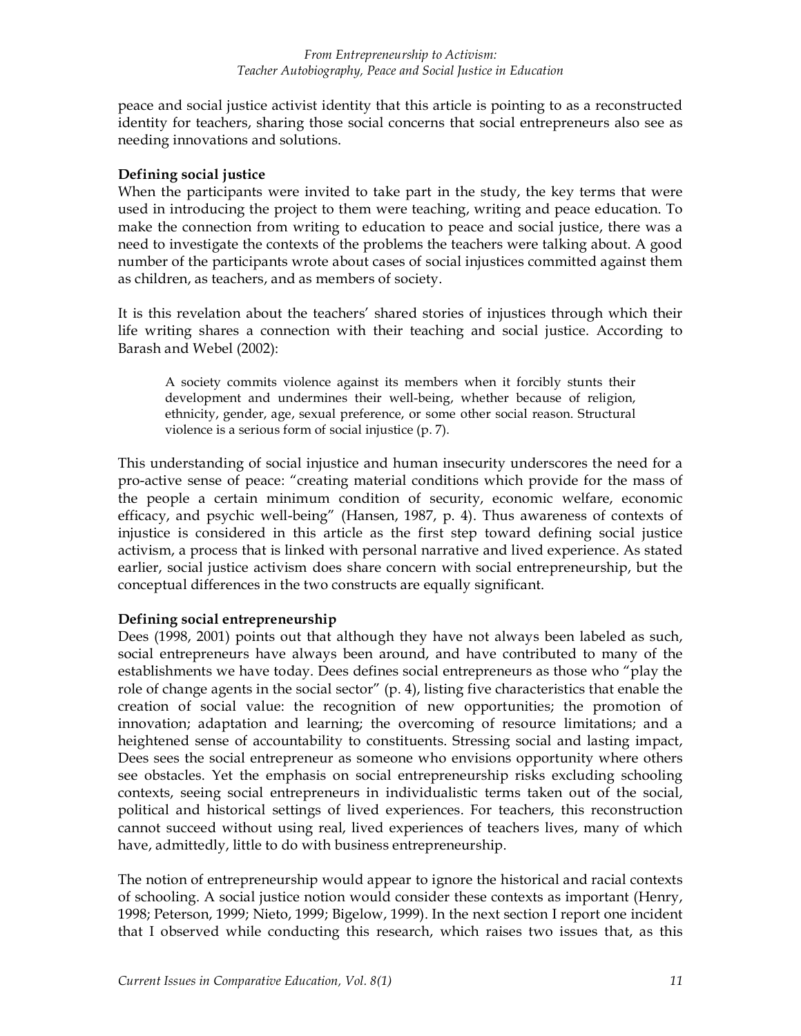peace and social justice activist identity that this article is pointing to as a reconstructed identity for teachers, sharing those social concerns that social entrepreneurs also see as needing innovations and solutions.

### Defining social justice

When the participants were invited to take part in the study, the key terms that were used in introducing the project to them were teaching, writing and peace education. To make the connection from writing to education to peace and social justice, there was a need to investigate the contexts of the problems the teachers were talking about. A good number of the participants wrote about cases of social injustices committed against them as children, as teachers, and as members of society.

It is this revelation about the teachers' shared stories of injustices through which their life writing shares a connection with their teaching and social justice. According to Barash and Webel (2002):

> A society commits violence against its members when it forcibly stunts their development and undermines their well-being, whether because of religion, ethnicity, gender, age, sexual preference, or some other social reason. Structural violence is a serious form of social injustice (p. 7).

This understanding of social injustice and human insecurity underscores the need for a pro-active sense of peace: "creating material conditions which provide for the mass of the people a certain minimum condition of security, economic welfare, economic efficacy, and psychic well-being" (Hansen, 1987, p. 4). Thus awareness of contexts of injustice is considered in this article as the first step toward defining social justice activism, a process that is linked with personal narrative and lived experience. As stated earlier, social justice activism does share concern with social entrepreneurship, but the conceptual differences in the two constructs are equally significant.

### Defining social entrepreneurship

Dees (1998, 2001) points out that although they have not always been labeled as such, social entrepreneurs have always been around, and have contributed to many of the establishments we have today. Dees defines social entrepreneurs as those who "play the role of change agents in the social sector" (p. 4), listing five characteristics that enable the creation of social value: the recognition of new opportunities; the promotion of innovation; adaptation and learning; the overcoming of resource limitations; and a heightened sense of accountability to constituents. Stressing social and lasting impact, Dees sees the social entrepreneur as someone who envisions opportunity where others see obstacles. Yet the emphasis on social entrepreneurship risks excluding schooling contexts, seeing social entrepreneurs in individualistic terms taken out of the social, political and historical settings of lived experiences. For teachers, this reconstruction cannot succeed without using real, lived experiences of teachers lives, many of which have, admittedly, little to do with business entrepreneurship.

The notion of entrepreneurship would appear to ignore the historical and racial contexts of schooling. A social justice notion would consider these contexts as important (Henry, 1998; Peterson, 1999; Nieto, 1999; Bigelow, 1999). In the next section I report one incident that I observed while conducting this research, which raises two issues that, as this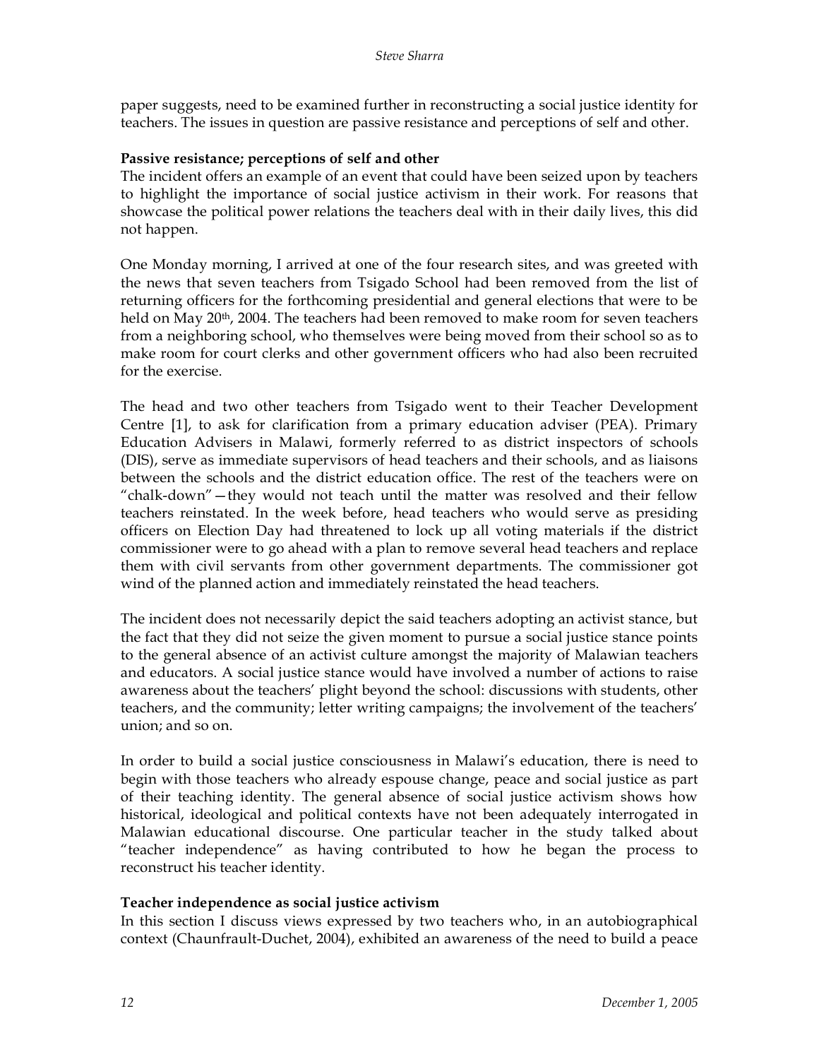paper suggests, need to be examined further in reconstructing a social justice identity for teachers. The issues in question are passive resistance and perceptions of self and other.

**Passive resistance; perceptions of self and other**

The incident offers an example of an event that could have been seized upon by teachers to highlight the importance of social justice activism in their work. For reasons that showcase the political power relations the teachers deal with in their daily lives, this did not happen.

One Monday morning, I arrived at one of the four research sites, and was greeted with the news that seven teachers from Tsigado School had been removed from the list of returning officers for the forthcoming presidential and general elections that were to be held on May 20th, 2004. The teachers had been removed to make room for seven teachers from a neighboring school, who themselves were being moved from their school so as to make room for court clerks and other government officers who had also been recruited for the exercise.

The head and two other teachers from Tsigado went to their Teacher Development Centre [1], to ask for clarification from a primary education adviser (PEA). Primary Education Advisers in Malawi, formerly referred to as district inspectors of schools (DIS), serve as immediate supervisors of head teachers and their schools, and as liaisons between the schools and the district education office. The rest of the teachers were on "chalk-down"—they would not teach until the matter was resolved and their fellow teachers reinstated. In the week before, head teachers who would serve as presiding officers on Election Day had threatened to lock up all voting materials if the district commissioner were to go ahead with a plan to remove several head teachers and replace them with civil servants from other government departments. The commissioner got wind of the planned action and immediately reinstated the head teachers.

The incident does not necessarily depict the said teachers adopting an activist stance, but the fact that they did not seize the given moment to pursue a social justice stance points to the general absence of an activist culture amongst the majority of Malawian teachers and educators. A social justice stance would have involved a number of actions to raise awareness about the teachers' plight beyond the school: discussions with students, other teachers, and the community; letter writing campaigns; the involvement of the teachers' union; and so on.

In order to build a social justice consciousness in Malawi's education, there is need to begin with those teachers who already espouse change, peace and social justice as part of their teaching identity. The general absence of social justice activism shows how historical, ideological and political contexts have not been adequately interrogated in Malawian educational discourse. One particular teacher in the study talked about "teacher independence" as having contributed to how he began the process to reconstruct his teacher identity.

**Teacher independence as social justice activism**

In this section I discuss views expressed by two teachers who, in an autobiographical context (Chaunfrault-Duchet, 2004), exhibited an awareness of the need to build a peace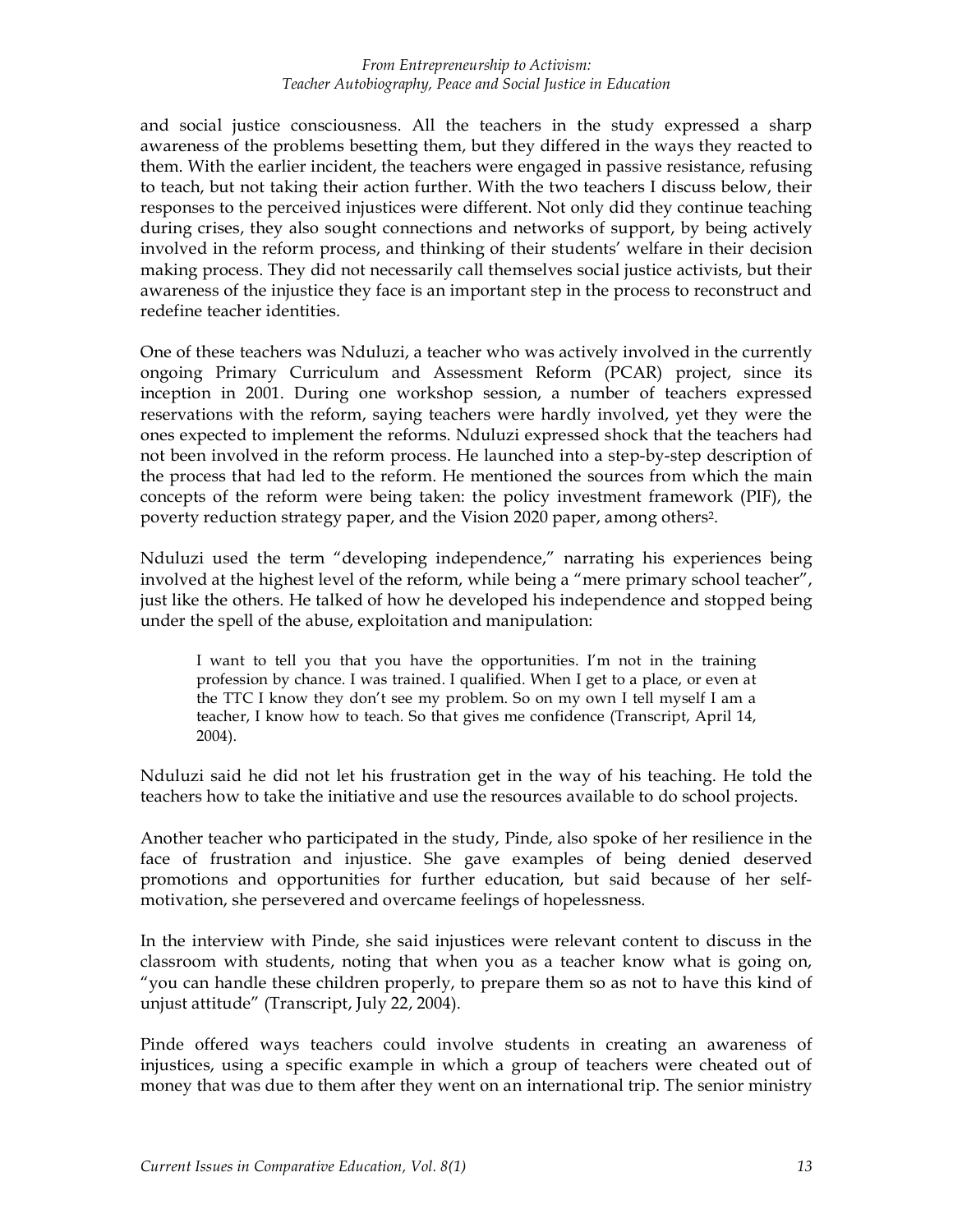and social justice consciousness. All the teachers in the study expressed a sharp awareness of the problems besetting them, but they differed in the ways they reacted to them. With the earlier incident, the teachers were engaged in passive resistance, refusing to teach, but not taking their action further. With the two teachers I discuss below, their responses to the perceived injustices were different. Not only did they continue teaching during crises, they also sought connections and networks of support, by being actively involved in the reform process, and thinking of their students' welfare in their decision making process. They did not necessarily call themselves social justice activists, but their awareness of the injustice they face is an important step in the process to reconstruct and redefine teacher identities.

One of these teachers was Nduluzi, a teacher who was actively involved in the currently ongoing Primary Curriculum and Assessment Reform (PCAR) project, since its inception in 2001. During one workshop session, a number of teachers expressed reservations with the reform, saying teachers were hardly involved, yet they were the ones expected to implement the reforms. Nduluzi expressed shock that the teachers had not been involved in the reform process. He launched into a step-by-step description of the process that had led to the reform. He mentioned the sources from which the main concepts of the reform were being taken: the policy investment framework (PIF), the poverty reduction strategy paper, and the Vision 2020 paper, among others[2].

Nduluzi used the term "developing independence," narrating his experiences being involved at the highest level of the reform, while being a "mere primary school teacher", just like the others. He talked of how he developed his independence and stopped being under the spell of the abuse, exploitation and manipulation:

> I want to tell you that you have the opportunities. I'm not in the training profession by chance. I was trained. I qualified. When I get to a place, or even at the TTC I know they don't see my problem. So on my own I tell myself I am a teacher, I know how to teach. So that gives me confidence (Transcript, April 14, 2004).

Nduluzi said he did not let his frustration get in the way of his teaching. He told the teachers how to take the initiative and use the resources available to do school projects.

Another teacher who participated in the study, Pinde, also spoke of her resilience in the face of frustration and injustice. She gave examples of being denied deserved promotions and opportunities for further education, but said because of her self-motivation, she persevered and overcame feelings of hopelessness.

In the interview with Pinde, she said injustices were relevant content to discuss in the classroom with students, noting that when you as a teacher know what is going on, "you can handle these children properly, to prepare them so as not to have this kind of unjust attitude" (Transcript, July 22, 2004).

Pinde offered ways teachers could involve students in creating an awareness of injustices, using a specific example in which a group of teachers were cheated out of money that was due to them after they went on an international trip. The senior ministry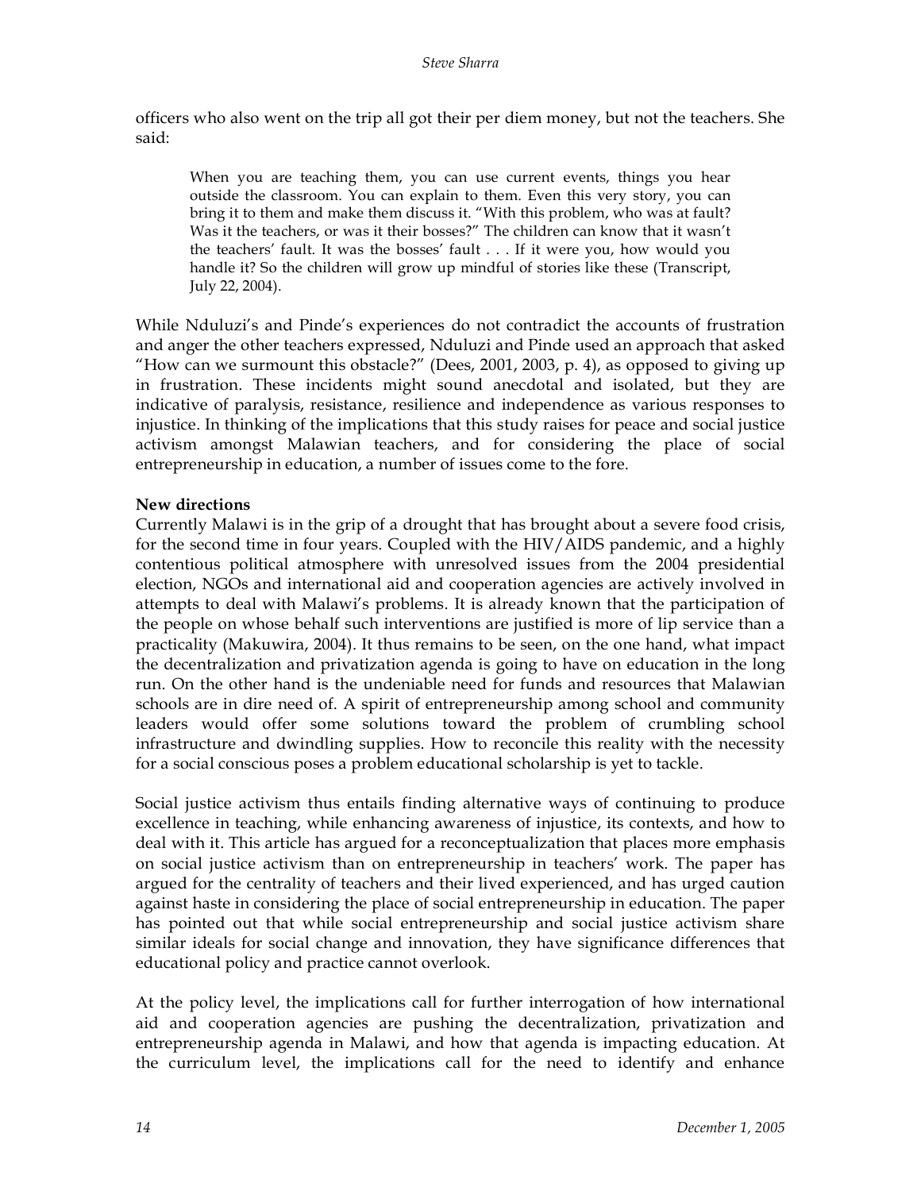officers who also went on the trip all got their per diem money, but not the teachers. She said:

> When you are teaching them, you can use current events, things you hear outside the classroom. You can explain to them. Even this very story, you can bring it to them and make them discuss it. "With this problem, who was at fault? Was it the teachers, or was it their bosses?" The children can know that it wasn't the teachers' fault. It was the bosses' fault . . . If it were you, how would you handle it? So the children will grow up mindful of stories like these (Transcript, July 22, 2004).

While Nduluzi's and Pinde's experiences do not contradict the accounts of frustration and anger the other teachers expressed, Nduluzi and Pinde used an approach that asked "How can we surmount this obstacle?" (Dees, 2001, 2003, p. 4), as opposed to giving up in frustration. These incidents might sound anecdotal and isolated, but they are indicative of paralysis, resistance, resilience and independence as various responses to injustice. In thinking of the implications that this study raises for peace and social justice activism amongst Malawian teachers, and for considering the place of social entrepreneurship in education, a number of issues come to the fore.

**New directions**

Currently Malawi is in the grip of a drought that has brought about a severe food crisis, for the second time in four years. Coupled with the HIV/AIDS pandemic, and a highly contentious political atmosphere with unresolved issues from the 2004 presidential election, NGOs and international aid and cooperation agencies are actively involved in attempts to deal with Malawi's problems. It is already known that the participation of the people on whose behalf such interventions are justified is more of lip service than a practicality (Makuwira, 2004). It thus remains to be seen, on the one hand, what impact the decentralization and privatization agenda is going to have on education in the long run. On the other hand is the undeniable need for funds and resources that Malawian schools are in dire need of. A spirit of entrepreneurship among school and community leaders would offer some solutions toward the problem of crumbling school infrastructure and dwindling supplies. How to reconcile this reality with the necessity for a social conscious poses a problem educational scholarship is yet to tackle.

Social justice activism thus entails finding alternative ways of continuing to produce excellence in teaching, while enhancing awareness of injustice, its contexts, and how to deal with it. This article has argued for a reconceptualization that places more emphasis on social justice activism than on entrepreneurship in teachers' work. The paper has argued for the centrality of teachers and their lived experienced, and has urged caution against haste in considering the place of social entrepreneurship in education. The paper has pointed out that while social entrepreneurship and social justice activism share similar ideals for social change and innovation, they have significance differences that educational policy and practice cannot overlook.

At the policy level, the implications call for further interrogation of how international aid and cooperation agencies are pushing the decentralization, privatization and entrepreneurship agenda in Malawi, and how that agenda is impacting education. At the curriculum level, the implications call for the need to identify and enhance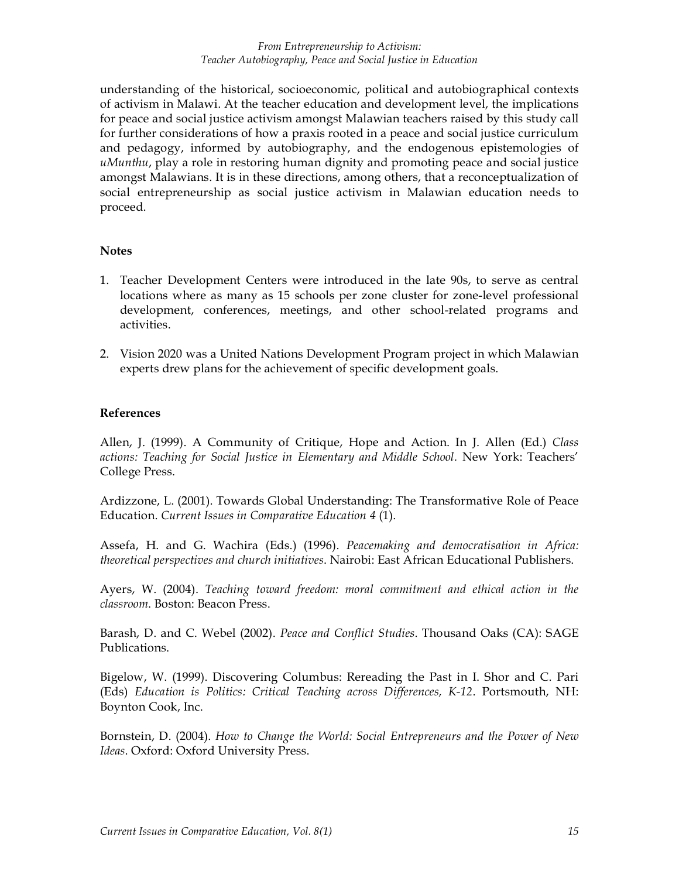understanding of the historical, socioeconomic, political and autobiographical contexts of activism in Malawi. At the teacher education and development level, the implications for peace and social justice activism amongst Malawian teachers raised by this study call for further considerations of how a praxis rooted in a peace and social justice curriculum and pedagogy, informed by autobiography, and the endogenous epistemologies of *uMunthu*, play a role in restoring human dignity and promoting peace and social justice amongst Malawians. It is in these directions, among others, that a reconceptualization of social entrepreneurship as social justice activism in Malawian education needs to proceed.

**Notes**

1. Teacher Development Centers were introduced in the late 90s, to serve as central locations where as many as 15 schools per zone cluster for zone-level professional development, conferences, meetings, and other school-related programs and activities.

2. Vision 2020 was a United Nations Development Program project in which Malawian experts drew plans for the achievement of specific development goals.

**References**

Allen, J. (1999). A Community of Critique, Hope and Action. In J. Allen (Ed.) *Class actions: Teaching for Social Justice in Elementary and Middle School*. New York: Teachers' College Press.

Ardizzone, L. (2001). Towards Global Understanding: The Transformative Role of Peace Education. *Current Issues in Comparative Education 4* (1).

Assefa, H. and G. Wachira (Eds.) (1996). *Peacemaking and democratisation in Africa: theoretical perspectives and church initiatives*. Nairobi: East African Educational Publishers.

Ayers, W. (2004). *Teaching toward freedom: moral commitment and ethical action in the classroom*. Boston: Beacon Press.

Barash, D. and C. Webel (2002). *Peace and Conflict Studies*. Thousand Oaks (CA): SAGE Publications.

Bigelow, W. (1999). Discovering Columbus: Rereading the Past in I. Shor and C. Pari (Eds) *Education is Politics: Critical Teaching across Differences, K-12*. Portsmouth, NH: Boynton Cook, Inc.

Bornstein, D. (2004). *How to Change the World: Social Entrepreneurs and the Power of New Ideas*. Oxford: Oxford University Press.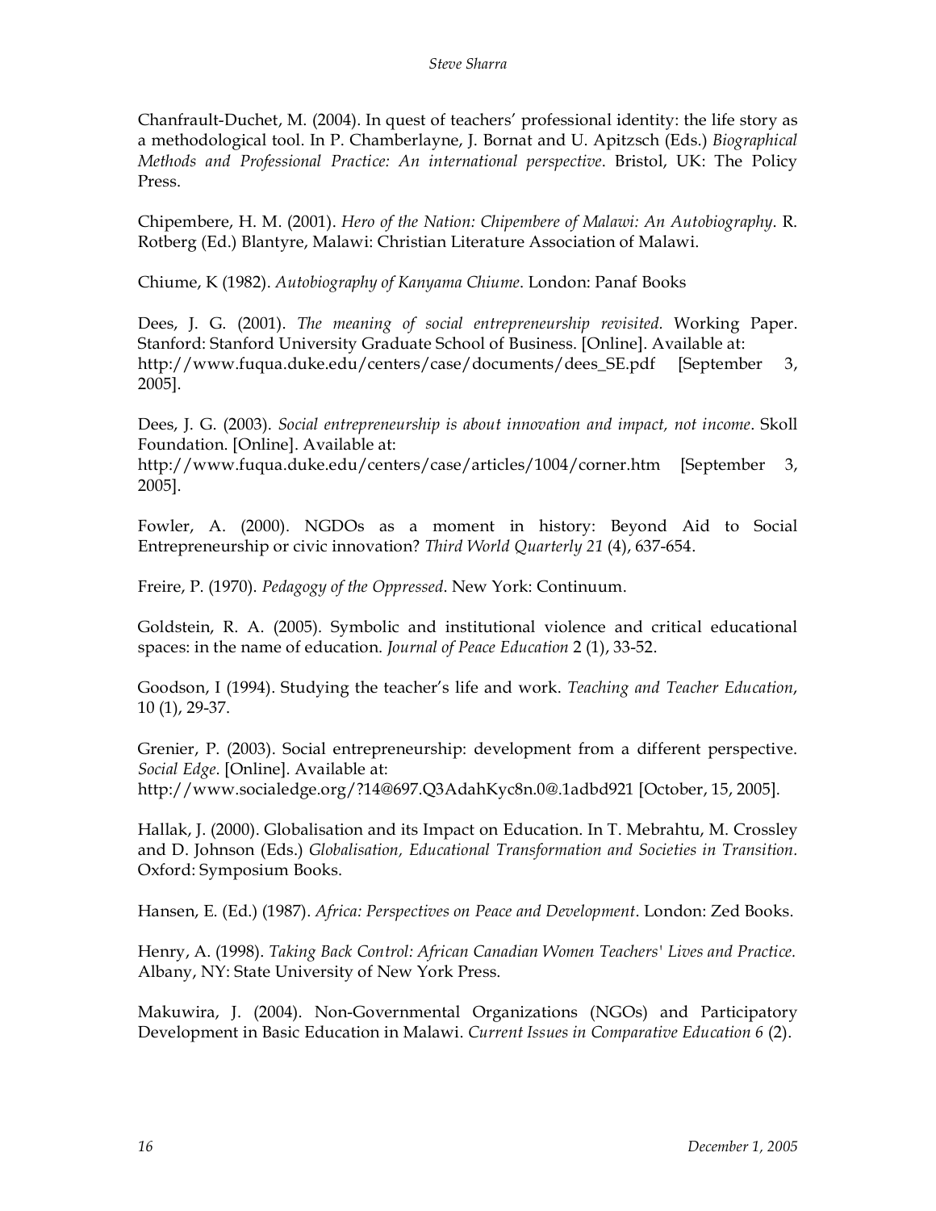Chanfrault-Duchet, M. (2004). In quest of teachers' professional identity: the life story as a methodological tool. In P. Chamberlayne, J. Bornat and U. Apitzsch (Eds.) *Biographical Methods and Professional Practice: An international perspective*. Bristol, UK: The Policy Press.

Chipembere, H. M. (2001). *Hero of the Nation: Chipembere of Malawi: An Autobiography*. R. Rotberg (Ed.) Blantyre, Malawi: Christian Literature Association of Malawi.

Chiume, K (1982). *Autobiography of Kanyama Chiume*. London: Panaf Books

Dees, J. G. (2001). *The meaning of social entrepreneurship revisited*. Working Paper. Stanford: Stanford University Graduate School of Business. [Online]. Available at: http://www.fuqua.duke.edu/centers/case/documents/dees_SE.pdf [September 3, 2005].

Dees, J. G. (2003). *Social entrepreneurship is about innovation and impact, not income*. Skoll Foundation. [Online]. Available at: http://www.fuqua.duke.edu/centers/case/articles/1004/corner.htm [September 3, 2005].

Fowler, A. (2000). NGDOs as a moment in history: Beyond Aid to Social Entrepreneurship or civic innovation? *Third World Quarterly 21* (4), 637-654.

Freire, P. (1970). *Pedagogy of the Oppressed*. New York: Continuum.

Goldstein, R. A. (2005). Symbolic and institutional violence and critical educational spaces: in the name of education. *Journal of Peace Education* 2 (1), 33-52.

Goodson, I (1994). Studying the teacher's life and work. *Teaching and Teacher Education*, 10 (1), 29-37.

Grenier, P. (2003). Social entrepreneurship: development from a different perspective. *Social Edge*. [Online]. Available at: http://www.socialedge.org/?14@697.Q3AdahKyc8n.0@.1adbd921 [October, 15, 2005].

Hallak, J. (2000). Globalisation and its Impact on Education. In T. Mebrahtu, M. Crossley and D. Johnson (Eds.) *Globalisation, Educational Transformation and Societies in Transition*. Oxford: Symposium Books.

Hansen, E. (Ed.) (1987). *Africa: Perspectives on Peace and Development*. London: Zed Books.

Henry, A. (1998). *Taking Back Control: African Canadian Women Teachers' Lives and Practice*. Albany, NY: State University of New York Press.

Makuwira, J. (2004). Non-Governmental Organizations (NGOs) and Participatory Development in Basic Education in Malawi. *Current Issues in Comparative Education 6* (2).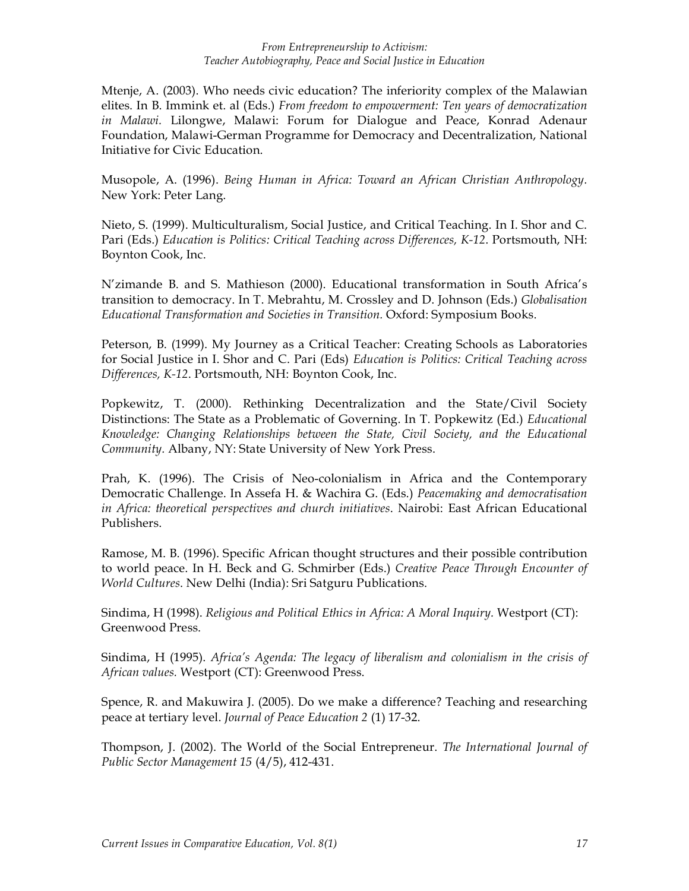Mtenje, A. (2003). Who needs civic education? The inferiority complex of the Malawian elites. In B. Immink et. al (Eds.) *From freedom to empowerment: Ten years of democratization in Malawi.* Lilongwe, Malawi: Forum for Dialogue and Peace, Konrad Adenaur Foundation, Malawi-German Programme for Democracy and Decentralization, National Initiative for Civic Education.

Musopole, A. (1996). *Being Human in Africa: Toward an African Christian Anthropology*. New York: Peter Lang.

Nieto, S. (1999). Multiculturalism, Social Justice, and Critical Teaching. In I. Shor and C. Pari (Eds.) *Education is Politics: Critical Teaching across Differences, K-12*. Portsmouth, NH: Boynton Cook, Inc.

N'zimande B. and S. Mathieson (2000). Educational transformation in South Africa's transition to democracy. In T. Mebrahtu, M. Crossley and D. Johnson (Eds.) *Globalisation Educational Transformation and Societies in Transition.* Oxford: Symposium Books.

Peterson, B. (1999). My Journey as a Critical Teacher: Creating Schools as Laboratories for Social Justice in I. Shor and C. Pari (Eds) *Education is Politics: Critical Teaching across Differences, K-12*. Portsmouth, NH: Boynton Cook, Inc.

Popkewitz, T. (2000). Rethinking Decentralization and the State/Civil Society Distinctions: The State as a Problematic of Governing. In T. Popkewitz (Ed.) *Educational Knowledge: Changing Relationships between the State, Civil Society, and the Educational Community.* Albany, NY: State University of New York Press.

Prah, K. (1996). The Crisis of Neo-colonialism in Africa and the Contemporary Democratic Challenge. In Assefa H. & Wachira G. (Eds.) *Peacemaking and democratisation in Africa: theoretical perspectives and church initiatives*. Nairobi: East African Educational Publishers.

Ramose, M. B. (1996). Specific African thought structures and their possible contribution to world peace. In H. Beck and G. Schmirber (Eds.) *Creative Peace Through Encounter of World Cultures*. New Delhi (India): Sri Satguru Publications.

Sindima, H (1998). *Religious and Political Ethics in Africa: A Moral Inquiry.* Westport (CT): Greenwood Press.

Sindima, H (1995). *Africa's Agenda: The legacy of liberalism and colonialism in the crisis of African values.* Westport (CT): Greenwood Press.

Spence, R. and Makuwira J. (2005). Do we make a difference? Teaching and researching peace at tertiary level. *Journal of Peace Education 2* (1) 17-32.

Thompson, J. (2002). The World of the Social Entrepreneur. *The International Journal of Public Sector Management 15* (4/5), 412-431.